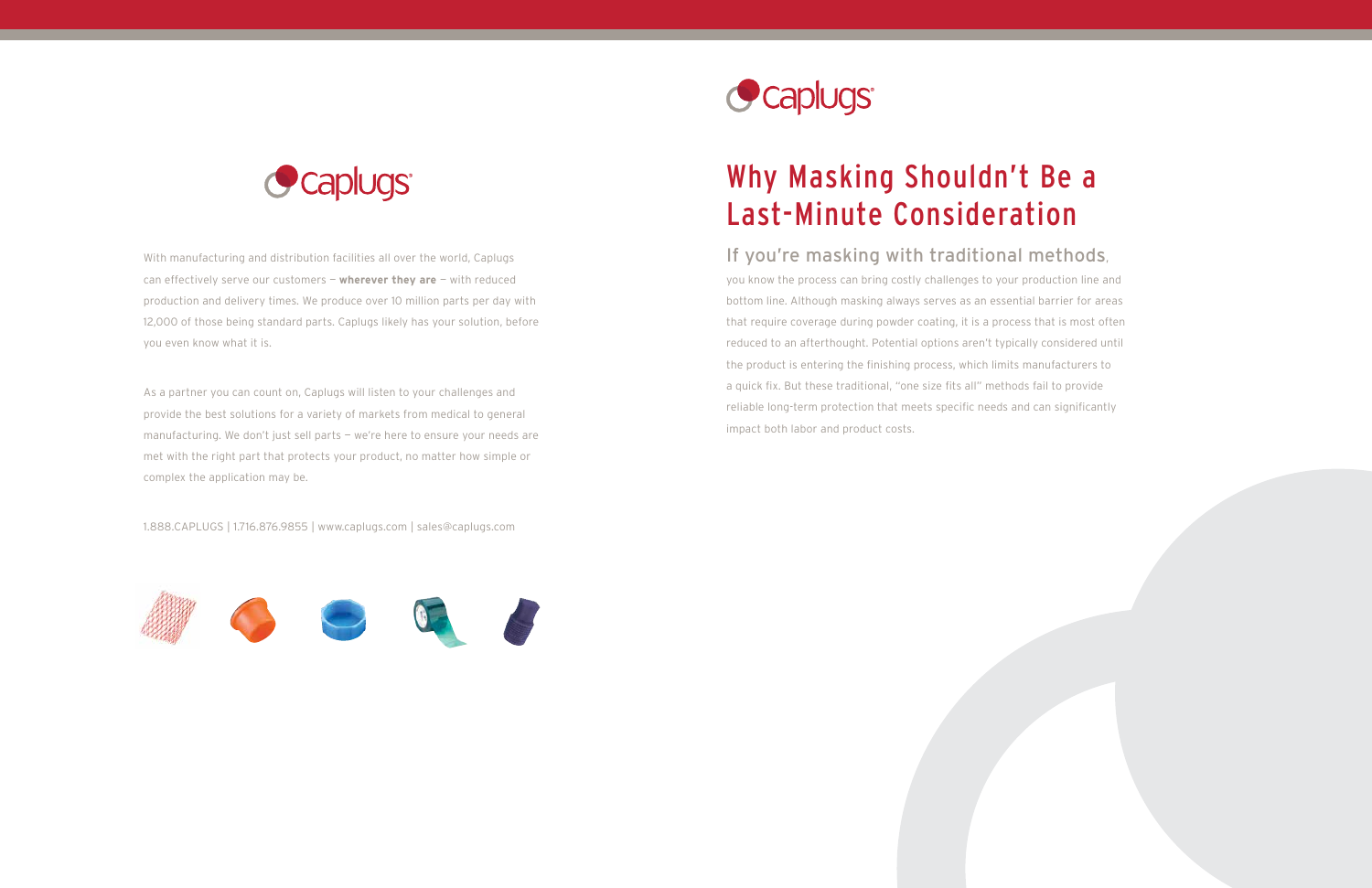caplugs

With manufacturing and distribution facilities all over the world, Caplugs can effectively serve our customers — **wherever they are** — with reduced production and delivery times. We produce over 10 million parts per day with 12,000 of those being standard parts. Caplugs likely has your solution, before you even know what it is.

As a partner you can count on, Caplugs will listen to your challenges and provide the best solutions for a variety of markets from medical to general manufacturing. We don't just sell parts — we're here to ensure your needs are met with the right part that protects your product, no matter how simple or complex the application may be.

1.888.CAPLUGS | 1.716.876.9855 | www.caplugs.com | sales@caplugs.com

caplugs

# Why Masking Shouldn't Be a Last-Minute Consideration

## If you're masking with traditional methods,

you know the process can bring costly challenges to your production line and bottom line. Although masking always serves as an essential barrier for areas that require coverage during powder coating, it is a process that is most often reduced to an afterthought. Potential options aren't typically considered until the product is entering the finishing process, which limits manufacturers to a quick fix. But these traditional, "one size fits all" methods fail to provide reliable long-term protection that meets specific needs and can significantly impact both labor and product costs.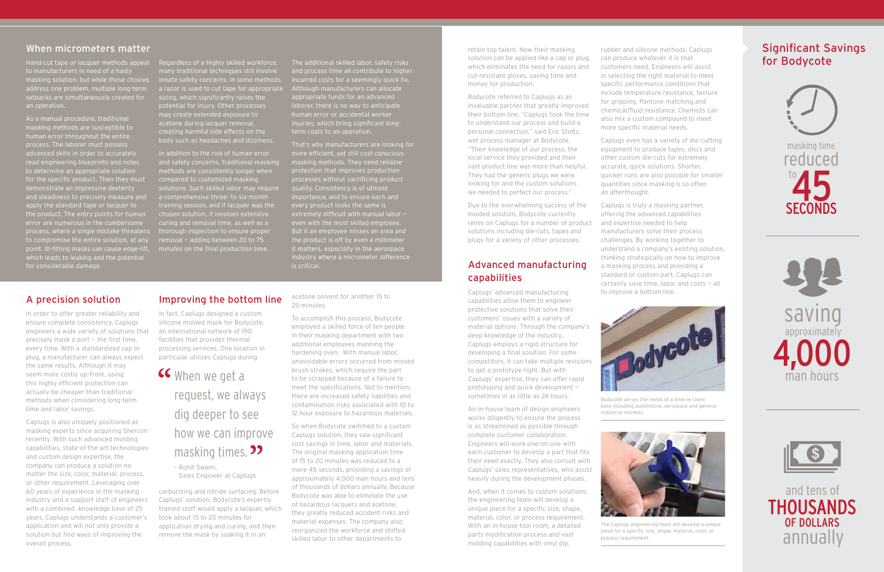## When micrometers matter

Hand-cut tape or lacquer methods appeal to manufacturers in need of a hasty masking solution, but while those choices address one problem, multiple long-term setbacks are simultaneously created for an operation.

As a manual procedure, traditional masking methods are susceptible to human error throughout the entire process. The laborer must possess advanced skills in order to accurately read engineering blueprints and notes to determine an appropriate solution for the specific product. Then they must demonstrate an impressive dexterity and steadiness to precisely measure and apply the standard tape or lacquer to the product. The entry points for human error are numerous in the cumbersome process, where a single mistake threatens to compromise the entire solution, at any point. Ill-fitting masks can cause edge-lift, which leads to leaking and the potential for considerable damage.

Regardless of a highly skilled workforce, many traditional techniques still involve innate safety concerns. In some methods, a razor is used to cut tape for appropriate sizing, which significantly raises the potential for injury. Other processes may create extended exposure to acetone during lacquer removal, creating harmful side effects on the body such as headaches and dizziness.

In addition to the risk of human error and safety concerns, traditional masking methods are consistently longer when compared to customized masking solutions. Such skilled labor may require a comprehensive three- to six-month training session, and if lacquer was the chosen solution, it involves extensive curing and removal time, as well as a thorough inspection to ensure proper removal — adding between 20 to 75 minutes on the final production time.

The additional skilled labor, safety risks and process time all contribute to higher incurred costs for a seemingly quick fix. Although manufacturers can allocate appropriate funds for an advanced laborer, there is no way to anticipate human error or accidental worker injuries, which bring significant long-term costs to an operation.

That's why manufacturers are looking for more efficient, yet still cost-conscious masking methods. They need reliable protection that improves production processes without sacrificing product quality. Consistency is of utmost importance, and to ensure each and every product looks the same is extremely difficult with manual labor — even with the most skilled employee. But if an employee misses an area and the product is off by even a millimeter it matters, especially in the aerospace industry where a micrometer difference is critical.

## A precision solution

In order to offer greater reliability and ensure complete consistency, Caplugs engineers a wide variety of solutions that precisely mask a port — the first time, every time. With a standardized cap or plug, a manufacturer can always expect the same results. Although it may seem more costly up-front, using this highly efficient protection can actually be cheaper than traditional methods when considering long-term time and labor savings.

Caplugs is also uniquely positioned as masking experts since acquiring Shercon recently. With such advanced molding capabilities, state-of-the-art technologies and custom design expertise, the company can produce a solution no matter the size, color, material, process, or other requirement. Leveraging over 60 years of experience in the masking industry and a support staff of engineers with a combined knowledge base of 25 years, Caplugs understands a customer's application and will not only provide a solution but find ways of improving the overall process.

## Improving the bottom line

In fact, Caplugs designed a custom silicone molded mask for Bodycote, an international network of 190 facilities that provides thermal processing services. One location in particular utilizes Caplugs during

> "When we get a request, we always dig deeper to see how we can improve masking times."
>
> – Rohit Swami, Sales Engineer at Caplugs

carburizing and nitride surfacing. Before Caplugs' solution, Bodycote's expertly trained staff would apply a lacquer, which took about 15 to 20 minutes for application drying and curing, and then remove the mask by soaking it in an acetone solvent for another 15 to 20 minutes.

To accomplish this process, Bodycote employed a skilled force of ten people in their masking department with two additional employees manning the hardening oven. With manual labor, unavoidable errors occurred from missed brush strokes, which require the part to be scrapped because of a failure to meet the specifications. Not to mention, there are increased safety liabilities and contamination risks associated with 10 to 12 hour exposure to hazardous materials.

So when Bodycote switched to a custom Caplugs solution, they saw significant cost savings in time, labor and materials. The original masking application time of 15 to 20 minutes was reduced to a mere 45 seconds, providing a savings of approximately 4,000 man hours and tens of thousands of dollars annually. Because Bodycote was able to eliminate the use of hazardous lacquers and acetone, they greatly reduced accident risks and material expenses. The company also reorganized the workforce and shifted skilled labor to other departments to retain top talent. Now their masking solution can be applied like a cap or plug, which eliminates the need for razors and cut-resistant gloves, saving time and money for production.

Bodycote referred to Caplugs as an invaluable partner that greatly improved their bottom line. "Caplugs took the time to understand our process and build a personal connection," said Eric Stoltz, wet process manager at Bodycote. "Their knowledge of our process, the local service they provided and their vast product line was more than helpful. They had the generic plugs we were looking for and the custom solutions we needed to perfect our process."

Due to the overwhelming success of the molded solution, Bodycote currently relies on Caplugs for a number of product solutions including die-cuts, tapes and plugs for a variety of other processes.

## Advanced manufacturing capabilities

Caplugs' advanced manufacturing capabilities allow them to engineer protective solutions that solve their customers' issues with a variety of material options. Through the company's deep knowledge of the industry, Caplugs employs a rigid structure for developing a final solution. For some competitors, it can take multiple revisions to get a prototype right. But with Caplugs' expertise, they can offer rapid prototyping and quick development — sometimes in as little as 24 hours.

An in-house team of design engineers works diligently to ensure the process is as streamlined as possible through complete customer collaboration. Engineers will work one-on-one with each customer to develop a part that fits their need exactly. They also consult with Caplugs' sales representatives, who assist heavily during the development phases.

And, when it comes to custom solutions, the engineering team will develop a unique piece for a specific size, shape, material, color, or process requirement. With an in-house tool room, a detailed parts modification process and vast molding capabilities with vinyl dip, rubber and silicone methods, Caplugs can produce whatever it is that customers need. Engineers will assist in selecting the right material to meet specific performance conditions that include temperature resistance, texture for gripping, Pantone matching and chemical/fluid resistance. Chemists can also mix a custom compound to meet more specific material needs.

Caplugs even has a variety of die-cutting equipment to produce tapes, discs and other custom die-cuts for extremely accurate, quick solutions. Shorter, quicker runs are also possible for smaller quantities since masking is so often an afterthought.

Caplugs is truly a masking partner, offering the advanced capabilities and expertise needed to help manufacturers solve their process challenges. By working together to understand a company's existing solution, thinking strategically on how to improve a masking process and providing a standard or custom part, Caplugs can certainly save time, labor and costs — all to improve a bottom line.

Bodycote serves the needs of a diverse client base including automotive, aerospace and general industrial markets.

The Caplugs engineering team will develop a unique piece for a specific size, shape, material, color, or process requirement.

## Significant Savings for Bodycote

masking time reduced to **45 SECONDS**

saving approximately **4,000** man hours

and tens of **THOUSANDS OF DOLLARS** annually